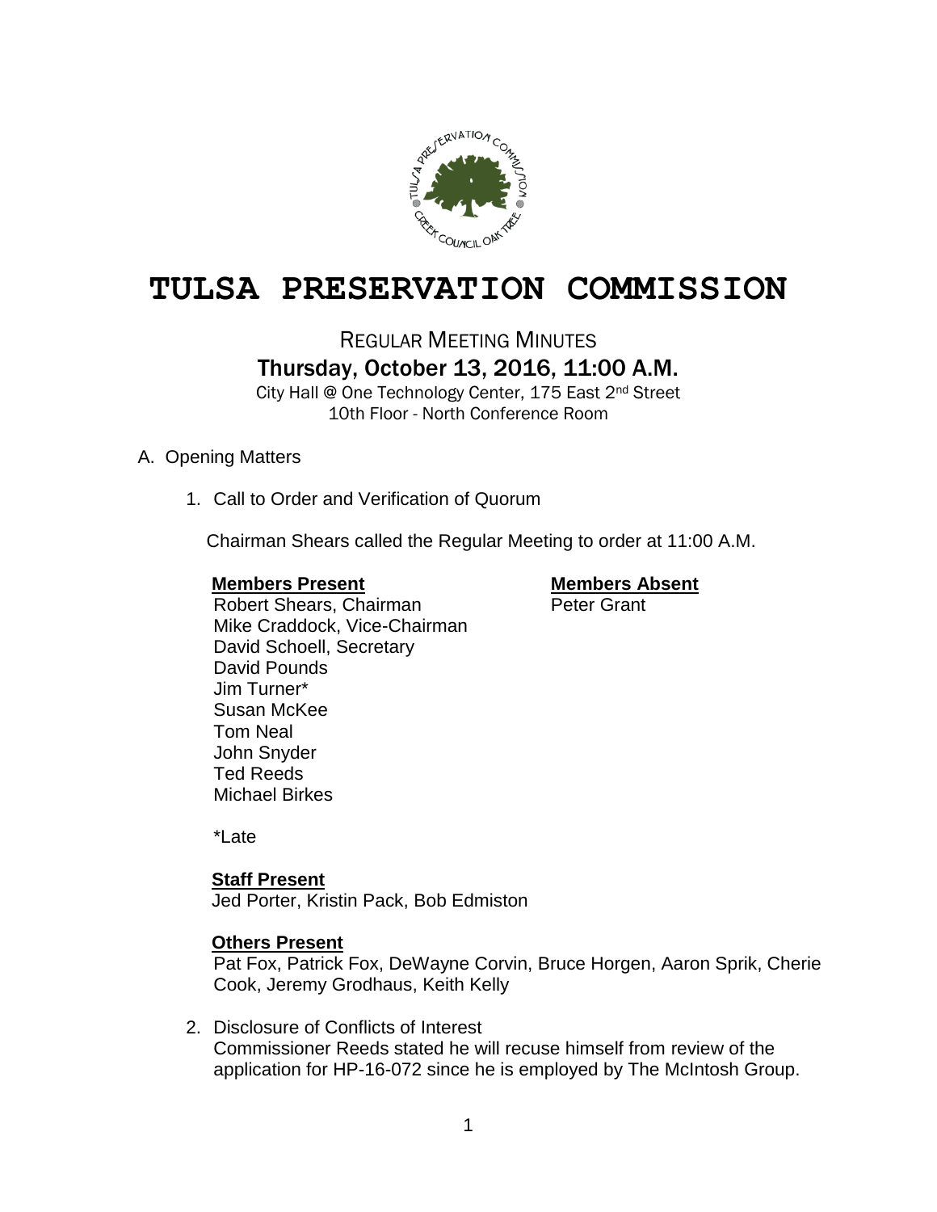# TULSA PRESERVATION COMMISSION

REGULAR MEETING MINUTES

## Thursday, October 13, 2016, 11:00 A.M.

City Hall @ One Technology Center, 175 East 2nd Street
10th Floor - North Conference Room

A. Opening Matters

1. Call to Order and Verification of Quorum

   Chairman Shears called the Regular Meeting to order at 11:00 A.M.

   | **Members Present** | **Members Absent** |
   |---|---|
   | Robert Shears, Chairman | Peter Grant |
   | Mike Craddock, Vice-Chairman | |
   | David Schoell, Secretary | |
   | David Pounds | |
   | Jim Turner* | |
   | Susan McKee | |
   | Tom Neal | |
   | John Snyder | |
   | Ted Reeds | |
   | Michael Birkes | |

   *Late

   **Staff Present**
   Jed Porter, Kristin Pack, Bob Edmiston

   **Others Present**
   Pat Fox, Patrick Fox, DeWayne Corvin, Bruce Horgen, Aaron Sprik, Cherie Cook, Jeremy Grodhaus, Keith Kelly

2. Disclosure of Conflicts of Interest
   Commissioner Reeds stated he will recuse himself from review of the application for HP-16-072 since he is employed by The McIntosh Group.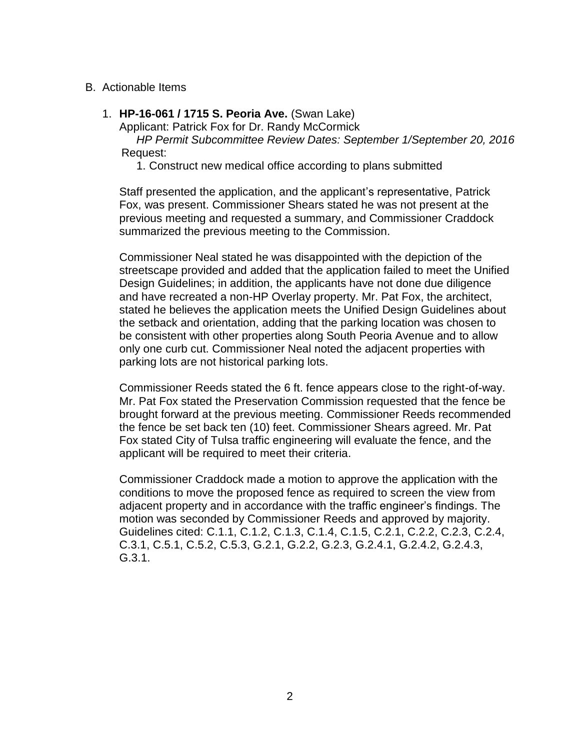B. Actionable Items

1. **HP-16-061 / 1715 S. Peoria Ave.** (Swan Lake)
   Applicant: Patrick Fox for Dr. Randy McCormick
   *HP Permit Subcommittee Review Dates: September 1/September 20, 2016*
   Request:
   1. Construct new medical office according to plans submitted

   Staff presented the application, and the applicant's representative, Patrick Fox, was present. Commissioner Shears stated he was not present at the previous meeting and requested a summary, and Commissioner Craddock summarized the previous meeting to the Commission.

   Commissioner Neal stated he was disappointed with the depiction of the streetscape provided and added that the application failed to meet the Unified Design Guidelines; in addition, the applicants have not done due diligence and have recreated a non-HP Overlay property. Mr. Pat Fox, the architect, stated he believes the application meets the Unified Design Guidelines about the setback and orientation, adding that the parking location was chosen to be consistent with other properties along South Peoria Avenue and to allow only one curb cut. Commissioner Neal noted the adjacent properties with parking lots are not historical parking lots.

   Commissioner Reeds stated the 6 ft. fence appears close to the right-of-way. Mr. Pat Fox stated the Preservation Commission requested that the fence be brought forward at the previous meeting. Commissioner Reeds recommended the fence be set back ten (10) feet. Commissioner Shears agreed. Mr. Pat Fox stated City of Tulsa traffic engineering will evaluate the fence, and the applicant will be required to meet their criteria.

   Commissioner Craddock made a motion to approve the application with the conditions to move the proposed fence as required to screen the view from adjacent property and in accordance with the traffic engineer's findings. The motion was seconded by Commissioner Reeds and approved by majority. Guidelines cited: C.1.1, C.1.2, C.1.3, C.1.4, C.1.5, C.2.1, C.2.2, C.2.3, C.2.4, C.3.1, C.5.1, C.5.2, C.5.3, G.2.1, G.2.2, G.2.3, G.2.4.1, G.2.4.2, G.2.4.3, G.3.1.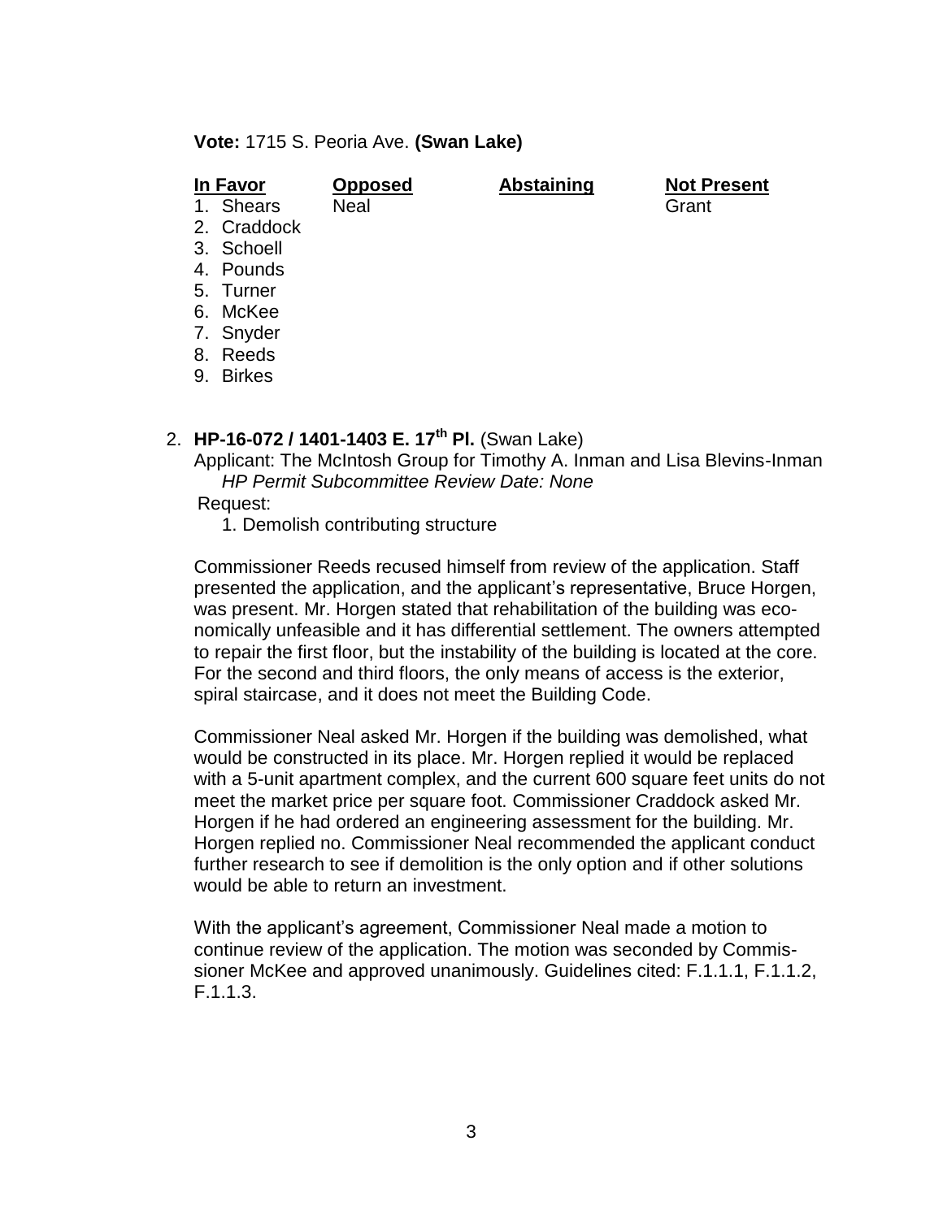**Vote:** 1715 S. Peoria Ave. **(Swan Lake)**

| In Favor | Opposed | Abstaining | Not Present |
|---|---|---|---|
| 1. Shears | Neal | | Grant |
| 2. Craddock | | | |
| 3. Schoell | | | |
| 4. Pounds | | | |
| 5. Turner | | | |
| 6. McKee | | | |
| 7. Snyder | | | |
| 8. Reeds | | | |
| 9. Birkes | | | |

2. **HP-16-072 / 1401-1403 E. 17th Pl.** (Swan Lake)
   Applicant: The McIntosh Group for Timothy A. Inman and Lisa Blevins-Inman
   *HP Permit Subcommittee Review Date: None*
   Request:
   1. Demolish contributing structure

   Commissioner Reeds recused himself from review of the application. Staff presented the application, and the applicant's representative, Bruce Horgen, was present. Mr. Horgen stated that rehabilitation of the building was economically unfeasible and it has differential settlement. The owners attempted to repair the first floor, but the instability of the building is located at the core. For the second and third floors, the only means of access is the exterior, spiral staircase, and it does not meet the Building Code.

   Commissioner Neal asked Mr. Horgen if the building was demolished, what would be constructed in its place. Mr. Horgen replied it would be replaced with a 5-unit apartment complex, and the current 600 square feet units do not meet the market price per square foot. Commissioner Craddock asked Mr. Horgen if he had ordered an engineering assessment for the building. Mr. Horgen replied no. Commissioner Neal recommended the applicant conduct further research to see if demolition is the only option and if other solutions would be able to return an investment.

   With the applicant's agreement, Commissioner Neal made a motion to continue review of the application. The motion was seconded by Commissioner McKee and approved unanimously. Guidelines cited: F.1.1.1, F.1.1.2, F.1.1.3.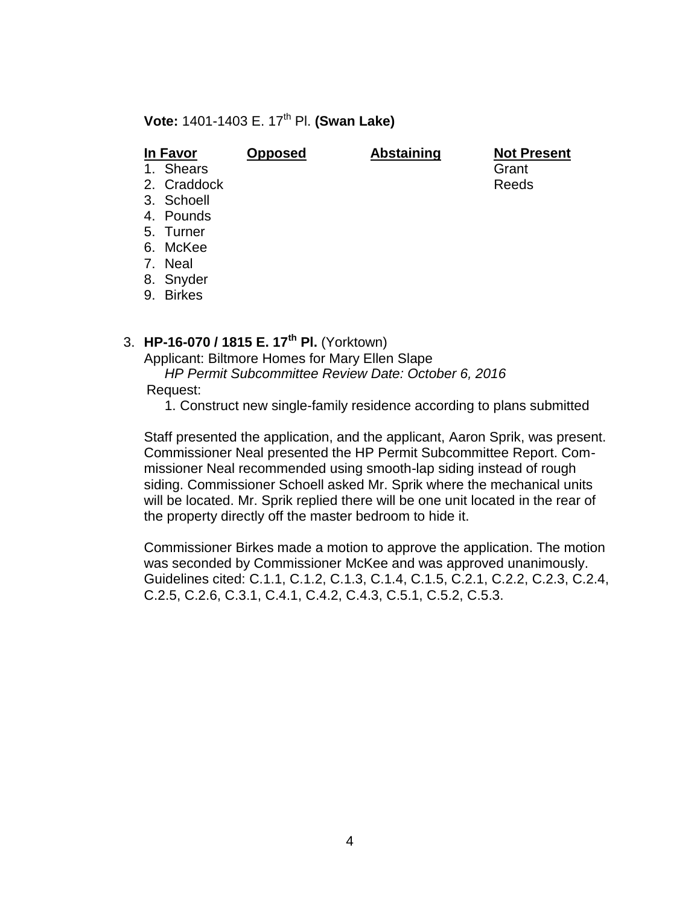**Vote:** 1401-1403 E. 17th Pl. **(Swan Lake)**

| In Favor | Opposed | Abstaining | Not Present |
|---|---|---|---|
| 1. Shears | | | Grant |
| 2. Craddock | | | Reeds |
| 3. Schoell | | | |
| 4. Pounds | | | |
| 5. Turner | | | |
| 6. McKee | | | |
| 7. Neal | | | |
| 8. Snyder | | | |
| 9. Birkes | | | |

3. **HP-16-070 / 1815 E. 17th Pl.** (Yorktown)

   Applicant: Biltmore Homes for Mary Ellen Slape

   *HP Permit Subcommittee Review Date: October 6, 2016*

   Request:

   1. Construct new single-family residence according to plans submitted

   Staff presented the application, and the applicant, Aaron Sprik, was present. Commissioner Neal presented the HP Permit Subcommittee Report. Commissioner Neal recommended using smooth-lap siding instead of rough siding. Commissioner Schoell asked Mr. Sprik where the mechanical units will be located. Mr. Sprik replied there will be one unit located in the rear of the property directly off the master bedroom to hide it.

   Commissioner Birkes made a motion to approve the application. The motion was seconded by Commissioner McKee and was approved unanimously. Guidelines cited: C.1.1, C.1.2, C.1.3, C.1.4, C.1.5, C.2.1, C.2.2, C.2.3, C.2.4, C.2.5, C.2.6, C.3.1, C.4.1, C.4.2, C.4.3, C.5.1, C.5.2, C.5.3.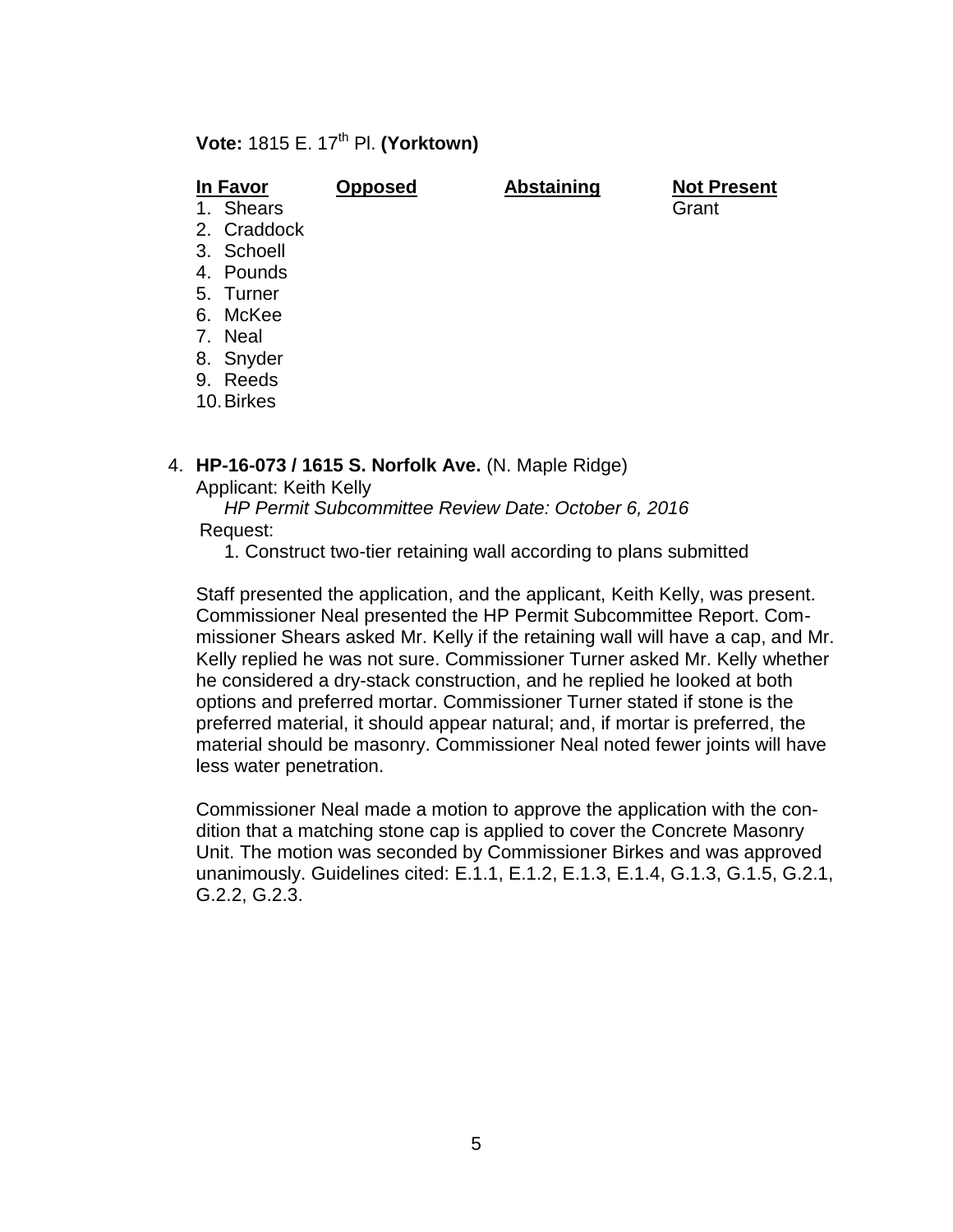**Vote:** 1815 E. 17th Pl. **(Yorktown)**

| In Favor | Opposed | Abstaining | Not Present |
|---|---|---|---|
| 1. Shears | | | Grant |
| 2. Craddock | | | |
| 3. Schoell | | | |
| 4. Pounds | | | |
| 5. Turner | | | |
| 6. McKee | | | |
| 7. Neal | | | |
| 8. Snyder | | | |
| 9. Reeds | | | |
| 10. Birkes | | | |

4. **HP-16-073 / 1615 S. Norfolk Ave.** (N. Maple Ridge)
   Applicant: Keith Kelly
   *HP Permit Subcommittee Review Date: October 6, 2016*
   Request:
   1. Construct two-tier retaining wall according to plans submitted

   Staff presented the application, and the applicant, Keith Kelly, was present. Commissioner Neal presented the HP Permit Subcommittee Report. Commissioner Shears asked Mr. Kelly if the retaining wall will have a cap, and Mr. Kelly replied he was not sure. Commissioner Turner asked Mr. Kelly whether he considered a dry-stack construction, and he replied he looked at both options and preferred mortar. Commissioner Turner stated if stone is the preferred material, it should appear natural; and, if mortar is preferred, the material should be masonry. Commissioner Neal noted fewer joints will have less water penetration.

   Commissioner Neal made a motion to approve the application with the condition that a matching stone cap is applied to cover the Concrete Masonry Unit. The motion was seconded by Commissioner Birkes and was approved unanimously. Guidelines cited: E.1.1, E.1.2, E.1.3, E.1.4, G.1.3, G.1.5, G.2.1, G.2.2, G.2.3.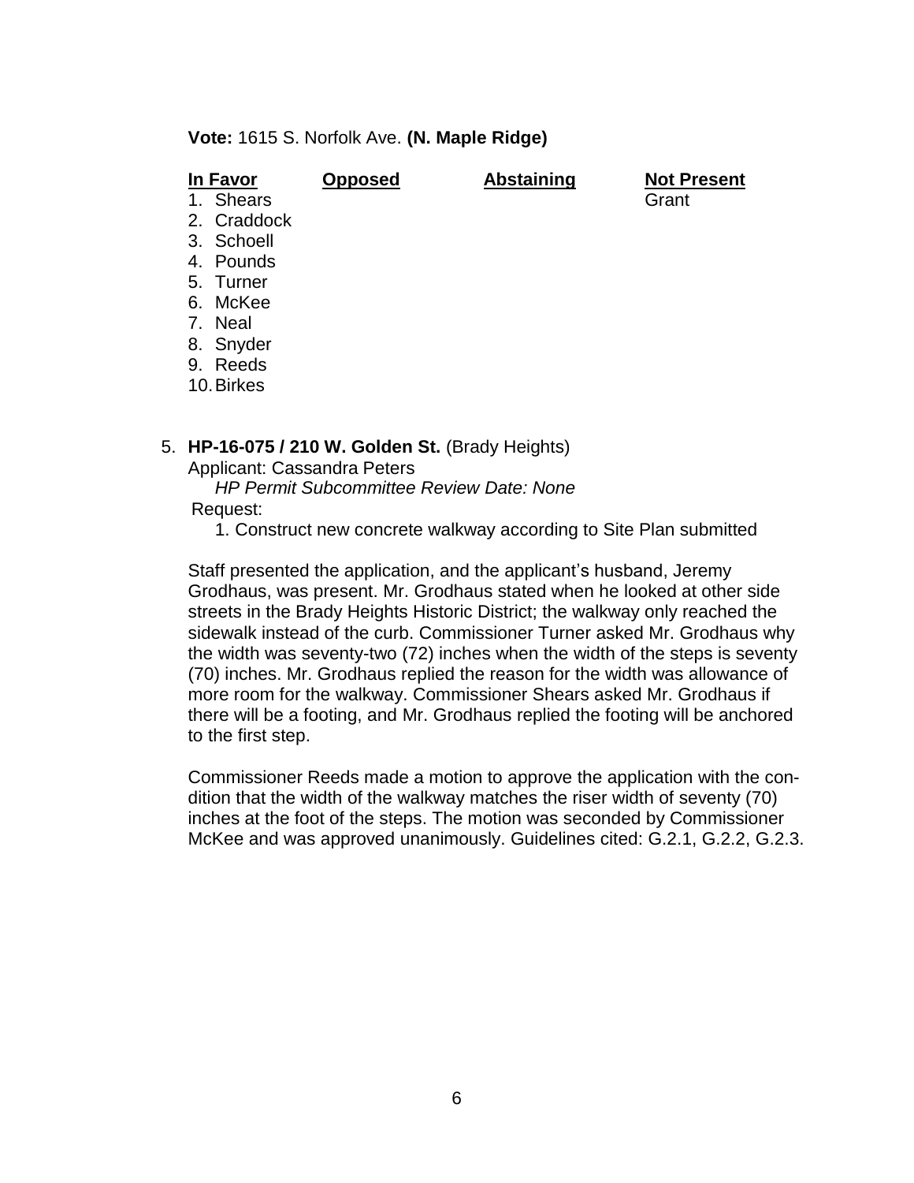**Vote:** 1615 S. Norfolk Ave. **(N. Maple Ridge)**

| In Favor | Opposed | Abstaining | Not Present |
|---|---|---|---|
| 1. Shears | | | Grant |
| 2. Craddock | | | |
| 3. Schoell | | | |
| 4. Pounds | | | |
| 5. Turner | | | |
| 6. McKee | | | |
| 7. Neal | | | |
| 8. Snyder | | | |
| 9. Reeds | | | |
| 10. Birkes | | | |

5. **HP-16-075 / 210 W. Golden St.** (Brady Heights)
   Applicant: Cassandra Peters
   *HP Permit Subcommittee Review Date: None*
   Request:
   1. Construct new concrete walkway according to Site Plan submitted

   Staff presented the application, and the applicant's husband, Jeremy Grodhaus, was present. Mr. Grodhaus stated when he looked at other side streets in the Brady Heights Historic District; the walkway only reached the sidewalk instead of the curb. Commissioner Turner asked Mr. Grodhaus why the width was seventy-two (72) inches when the width of the steps is seventy (70) inches. Mr. Grodhaus replied the reason for the width was allowance of more room for the walkway. Commissioner Shears asked Mr. Grodhaus if there will be a footing, and Mr. Grodhaus replied the footing will be anchored to the first step.

   Commissioner Reeds made a motion to approve the application with the condition that the width of the walkway matches the riser width of seventy (70) inches at the foot of the steps. The motion was seconded by Commissioner McKee and was approved unanimously. Guidelines cited: G.2.1, G.2.2, G.2.3.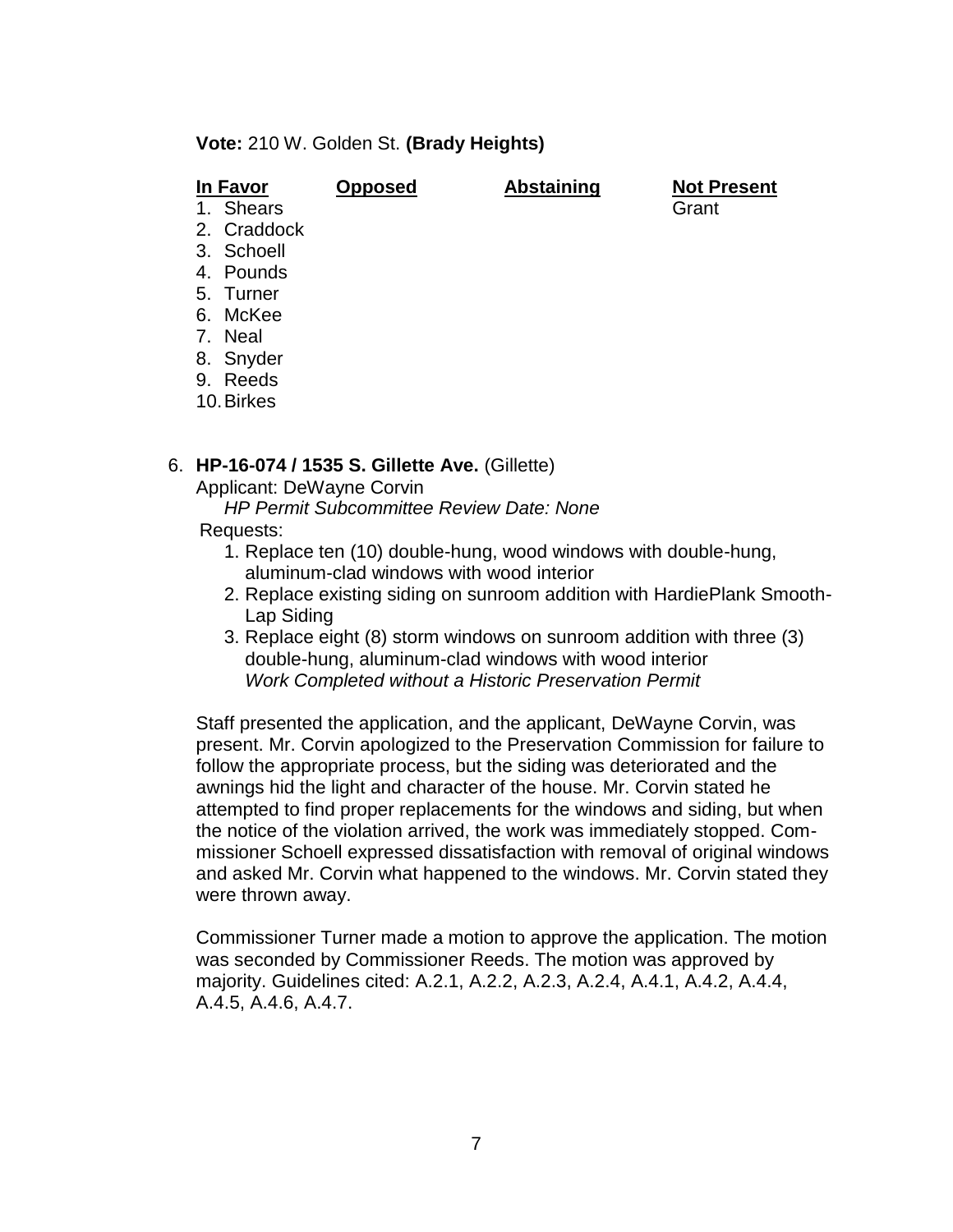**Vote:** 210 W. Golden St. **(Brady Heights)**

| In Favor | Opposed | Abstaining | Not Present |
|---|---|---|---|
| 1. Shears | | | Grant |
| 2. Craddock | | | |
| 3. Schoell | | | |
| 4. Pounds | | | |
| 5. Turner | | | |
| 6. McKee | | | |
| 7. Neal | | | |
| 8. Snyder | | | |
| 9. Reeds | | | |
| 10. Birkes | | | |

6. **HP-16-074 / 1535 S. Gillette Ave.** (Gillette)
   Applicant: DeWayne Corvin
   *HP Permit Subcommittee Review Date: None*
   Requests:
   1. Replace ten (10) double-hung, wood windows with double-hung, aluminum-clad windows with wood interior
   2. Replace existing siding on sunroom addition with HardiePlank Smooth-Lap Siding
   3. Replace eight (8) storm windows on sunroom addition with three (3) double-hung, aluminum-clad windows with wood interior
      *Work Completed without a Historic Preservation Permit*

   Staff presented the application, and the applicant, DeWayne Corvin, was present. Mr. Corvin apologized to the Preservation Commission for failure to follow the appropriate process, but the siding was deteriorated and the awnings hid the light and character of the house. Mr. Corvin stated he attempted to find proper replacements for the windows and siding, but when the notice of the violation arrived, the work was immediately stopped. Commissioner Schoell expressed dissatisfaction with removal of original windows and asked Mr. Corvin what happened to the windows. Mr. Corvin stated they were thrown away.

   Commissioner Turner made a motion to approve the application. The motion was seconded by Commissioner Reeds. The motion was approved by majority. Guidelines cited: A.2.1, A.2.2, A.2.3, A.2.4, A.4.1, A.4.2, A.4.4, A.4.5, A.4.6, A.4.7.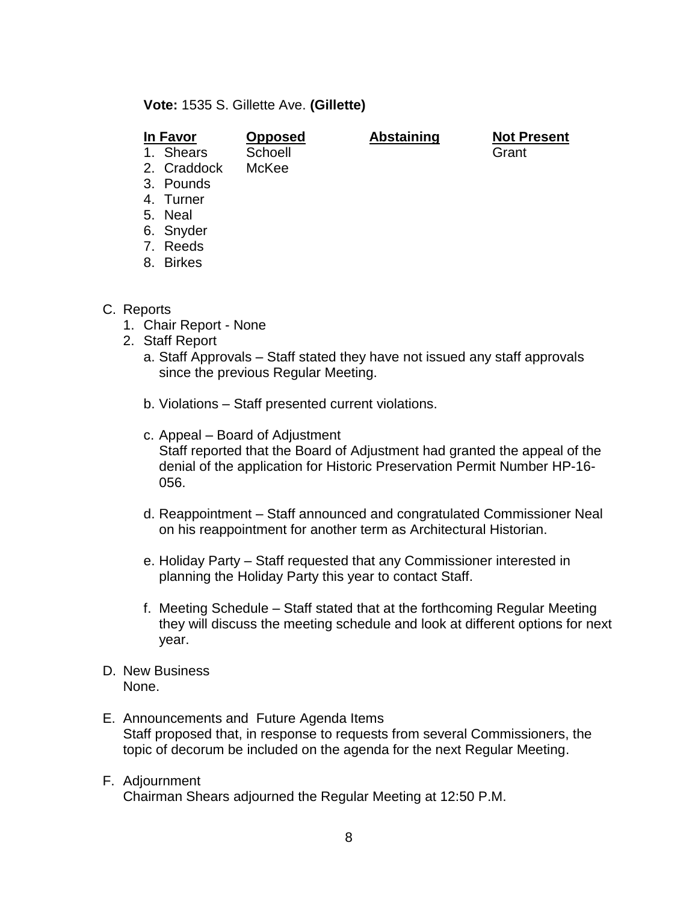**Vote:** 1535 S. Gillette Ave. **(Gillette)**

| In Favor | Opposed | Abstaining | Not Present |
|---|---|---|---|
| 1. Shears | Schoell | | Grant |
| 2. Craddock | McKee | | |
| 3. Pounds | | | |
| 4. Turner | | | |
| 5. Neal | | | |
| 6. Snyder | | | |
| 7. Reeds | | | |
| 8. Birkes | | | |

C. Reports

1. Chair Report - None
2. Staff Report
   a. Staff Approvals – Staff stated they have not issued any staff approvals since the previous Regular Meeting.

   b. Violations – Staff presented current violations.

   c. Appeal – Board of Adjustment
   Staff reported that the Board of Adjustment had granted the appeal of the denial of the application for Historic Preservation Permit Number HP-16-056.

   d. Reappointment – Staff announced and congratulated Commissioner Neal on his reappointment for another term as Architectural Historian.

   e. Holiday Party – Staff requested that any Commissioner interested in planning the Holiday Party this year to contact Staff.

   f. Meeting Schedule – Staff stated that at the forthcoming Regular Meeting they will discuss the meeting schedule and look at different options for next year.

D. New Business
None.

E. Announcements and Future Agenda Items
Staff proposed that, in response to requests from several Commissioners, the topic of decorum be included on the agenda for the next Regular Meeting.

F. Adjournment
Chairman Shears adjourned the Regular Meeting at 12:50 P.M.